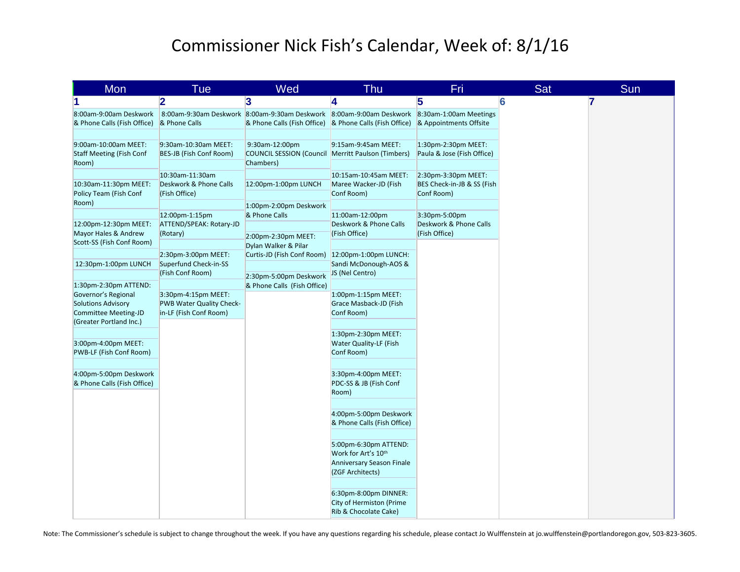# Commissioner Nick Fish's Calendar, Week of: 8/1/16

| Mon | Tue | Wed | Thu | Fri | Sat | Sun |
|---|---|---|---|---|---|---|
| 1 | 2 | 3 | 4 | 5 | 6 | 7 |
| 8:00am-9:00am Deskwork & Phone Calls (Fish Office) | 8:00am-9:30am Deskwork & Phone Calls | 8:00am-9:30am Deskwork & Phone Calls (Fish Office) | 8:00am-9:00am Deskwork & Phone Calls (Fish Office) | 8:30am-1:00am Meetings & Appointments Offsite | | |
| 9:00am-10:00am MEET: Staff Meeting (Fish Conf Room) | 9:30am-10:30am MEET: BES-JB (Fish Conf Room) | 9:30am-12:00pm COUNCIL SESSION (Council Chambers) | 9:15am-9:45am MEET: Merritt Paulson (Timbers) | 1:30pm-2:30pm MEET: Paula & Jose (Fish Office) | | |
| 10:30am-11:30pm MEET: Policy Team (Fish Conf Room) | 10:30am-11:30am Deskwork & Phone Calls (Fish Office) | 12:00pm-1:00pm LUNCH | 10:15am-10:45am MEET: Maree Wacker-JD (Fish Conf Room) | 2:30pm-3:30pm MEET: BES Check-in-JB & SS (Fish Conf Room) | | |
| 12:00pm-12:30pm MEET: Mayor Hales & Andrew Scott-SS (Fish Conf Room) | 12:00pm-1:15pm ATTEND/SPEAK: Rotary-JD (Rotary) | 1:00pm-2:00pm Deskwork & Phone Calls | 11:00am-12:00pm Deskwork & Phone Calls (Fish Office) | 3:30pm-5:00pm Deskwork & Phone Calls (Fish Office) | | |
| 12:30pm-1:00pm LUNCH | 2:30pm-3:00pm MEET: Superfund Check-in-SS (Fish Conf Room) | 2:00pm-2:30pm MEET: Dylan Walker & Pilar Curtis-JD (Fish Conf Room) | 12:00pm-1:00pm LUNCH: Sandi McDonough-AOS & JS (Nel Centro) | | | |
| 1:30pm-2:30pm ATTEND: Governor's Regional Solutions Advisory Committee Meeting-JD (Greater Portland Inc.) | 3:30pm-4:15pm MEET: PWB Water Quality Check-in-LF (Fish Conf Room) | 2:30pm-5:00pm Deskwork & Phone Calls (Fish Office) | 1:00pm-1:15pm MEET: Grace Masback-JD (Fish Conf Room) | | | |
| 3:00pm-4:00pm MEET: PWB-LF (Fish Conf Room) | | | 1:30pm-2:30pm MEET: Water Quality-LF (Fish Conf Room) | | | |
| 4:00pm-5:00pm Deskwork & Phone Calls (Fish Office) | | | 3:30pm-4:00pm MEET: PDC-SS & JB (Fish Conf Room) | | | |
| | | | 4:00pm-5:00pm Deskwork & Phone Calls (Fish Office) | | | |
| | | | 5:00pm-6:30pm ATTEND: Work for Art's 10th Anniversary Season Finale (ZGF Architects) | | | |
| | | | 6:30pm-8:00pm DINNER: City of Hermiston (Prime Rib & Chocolate Cake) | | | |

Note: The Commissioner's schedule is subject to change throughout the week. If you have any questions regarding his schedule, please contact Jo Wulffenstein at jo.wulffenstein@portlandoregon.gov, 503-823-3605.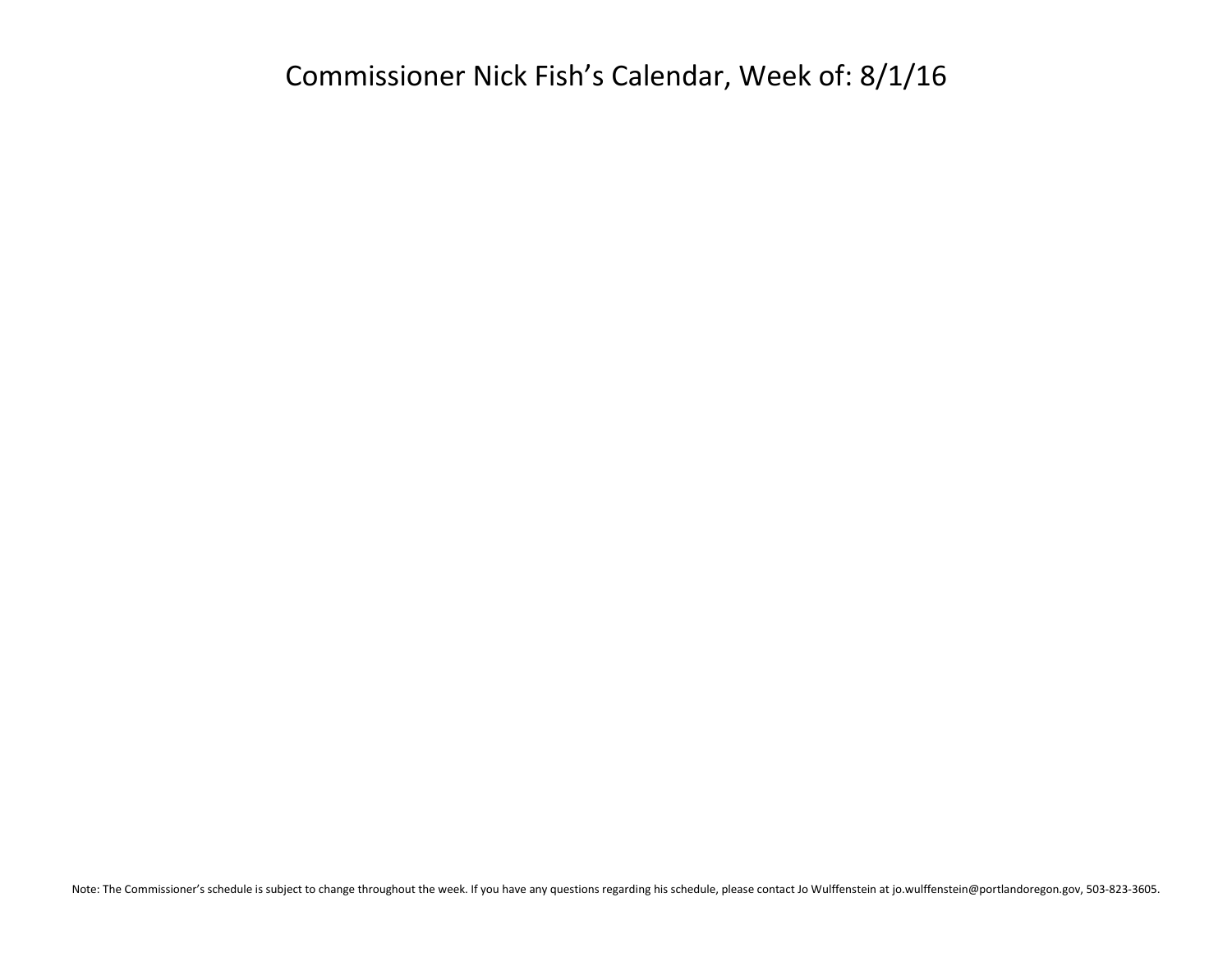# Commissioner Nick Fish's Calendar, Week of: 8/1/16

Note: The Commissioner's schedule is subject to change throughout the week. If you have any questions regarding his schedule, please contact Jo Wulffenstein at jo.wulffenstein@portlandoregon.gov, 503-823-3605.